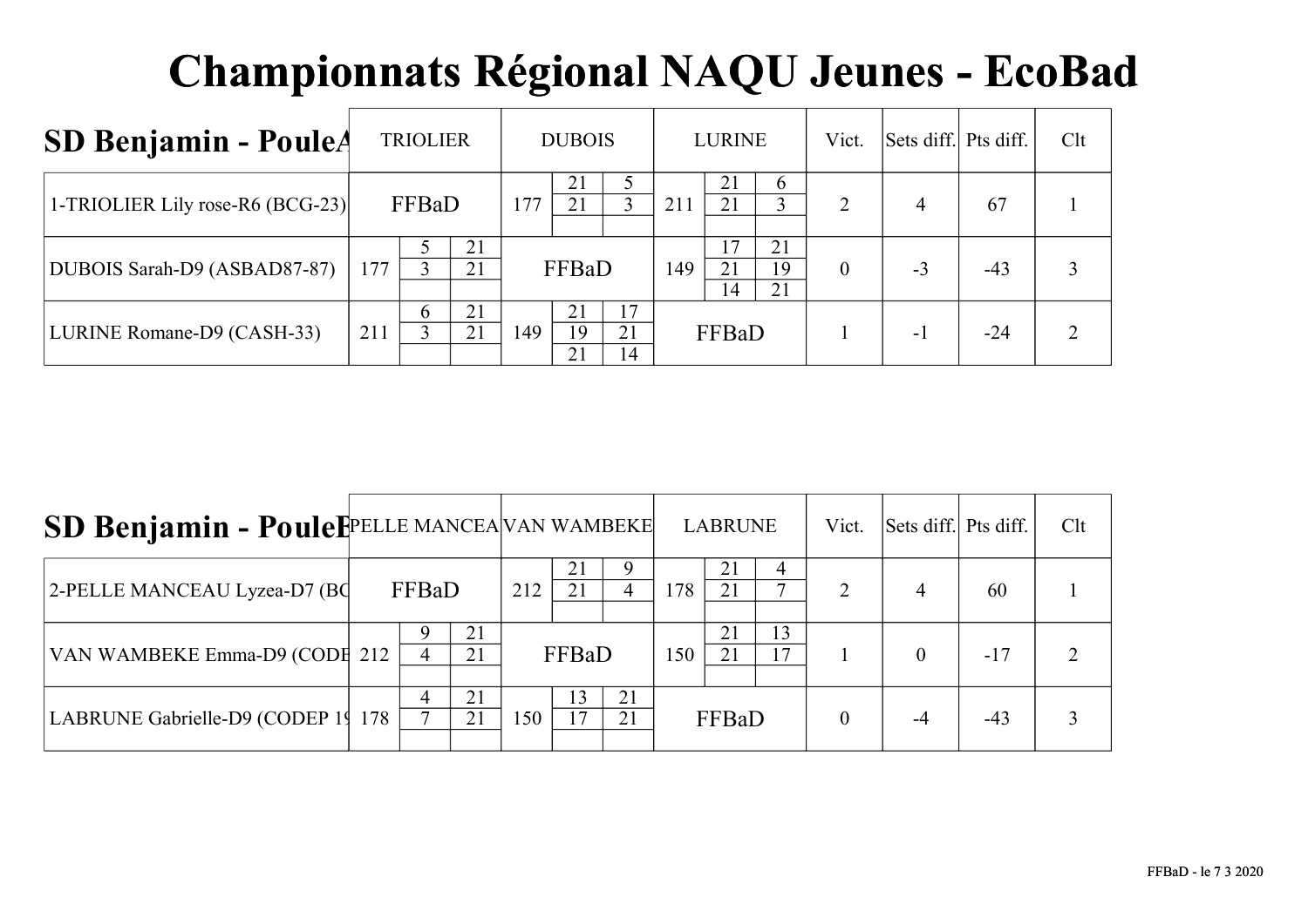# Championnats Régional NAQU Jeunes - EcoBad

## SD Benjamin - PouleA

| | TRIOLIER | DUBOIS | LURINE | Vict. | Sets diff. | Pts diff. | Clt |
|---|---|---|---|---|---|---|---|
| 1-TRIOLIER Lily rose-R6 (BCG-23) | FFBaD | 177 — 21-5, 21-3 | 211 — 21-6, 21-3 | 2 | 4 | 67 | 1 |
| DUBOIS Sarah-D9 (ASBAD87-87) | 177 — 5-21, 3-21 | FFBaD | 149 — 17-21, 21-19, 14-21 | 0 | -3 | -43 | 3 |
| LURINE Romane-D9 (CASH-33) | 211 — 6-21, 3-21 | 149 — 21-17, 19-21, 21-14 | FFBaD | 1 | -1 | -24 | 2 |

## SD Benjamin - PouleB

| | PELLE MANCEA | VAN WAMBEKE | LABRUNE | Vict. | Sets diff. | Pts diff. | Clt |
|---|---|---|---|---|---|---|---|
| 2-PELLE MANCEAU Lyzea-D7 (BC | FFBaD | 212 — 21-9, 21-4 | 178 — 21-4, 21-7 | 2 | 4 | 60 | 1 |
| VAN WAMBEKE Emma-D9 (CODE | 212 — 9-21, 4-21 | FFBaD | 150 — 21-13, 21-17 | 1 | 0 | -17 | 2 |
| LABRUNE Gabrielle-D9 (CODEP 1 | 178 — 4-21, 7-21 | 150 — 13-21, 17-21 | FFBaD | 0 | -4 | -43 | 3 |

FFBaD - le 7 3 2020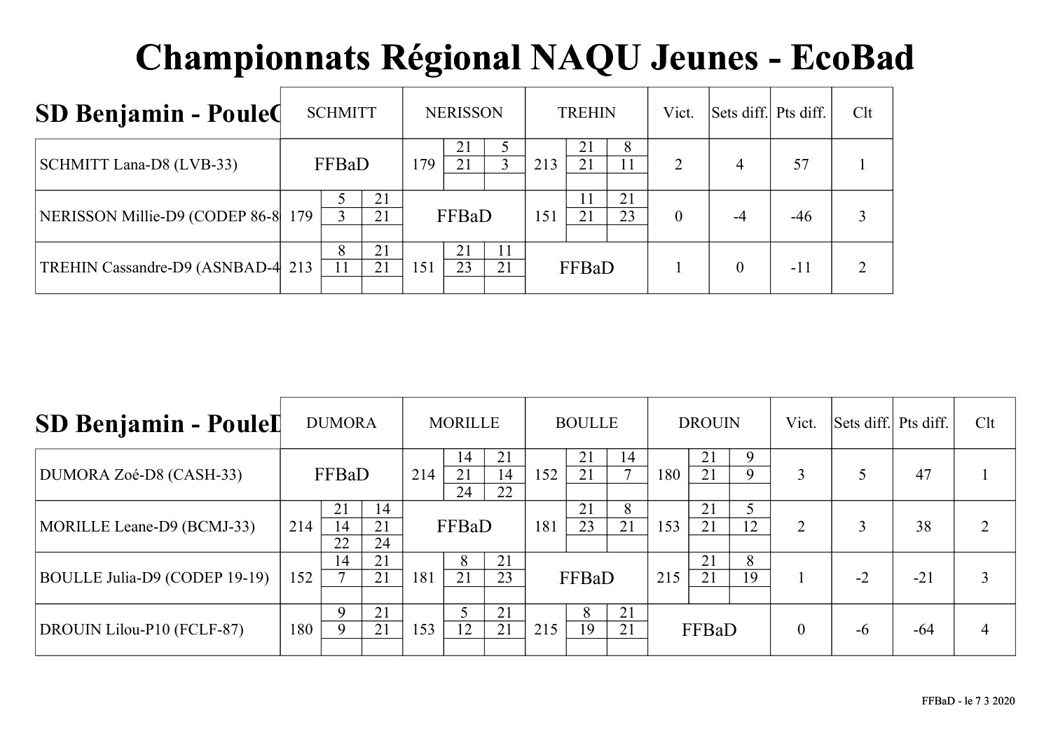# Championnats Régional NAQU Jeunes - EcoBad

## SD Benjamin - PouleC

| | SCHMITT | NERISSON | TREHIN | Vict. | Sets diff. | Pts diff. | Clt |
|---|---|---|---|---|---|---|---|
| SCHMITT Lana-D8 (LVB-33) | FFBaD | 179 — 21-21 / 5-3 | 213 — 21-21 / 8-11 | 2 | 4 | 57 | 1 |
| NERISSON Millie-D9 (CODEP 86-8 | 179 — 5-3 / 21-21 | FFBaD | 151 — 11-21 / 21-23 | 0 | -4 | -46 | 3 |
| TREHIN Cassandre-D9 (ASNBAD-4 | 213 — 8-11 / 21-21 | 151 — 21-23 / 11-21 | FFBaD | 1 | 0 | -11 | 2 |

## SD Benjamin - PouleD

| | DUMORA | MORILLE | BOULLE | DROUIN | Vict. | Sets diff. | Pts diff. | Clt |
|---|---|---|---|---|---|---|---|---|
| DUMORA Zoé-D8 (CASH-33) | FFBaD | 214 — 14-21-24 / 21-14-22 | 152 — 21-21 / 14-7 | 180 — 21-21 / 9-9 | 3 | 5 | 47 | 1 |
| MORILLE Leane-D9 (BCMJ-33) | 214 — 21-14-22 / 14-21-24 | FFBaD | 181 — 21-23 / 8-21 | 153 — 21-21 / 5-12 | 2 | 3 | 38 | 2 |
| BOULLE Julia-D9 (CODEP 19-19) | 152 — 14-7 / 21-21 | 181 — 8-21 / 21-23 | FFBaD | 215 — 21-21 / 8-19 | 1 | -2 | -21 | 3 |
| DROUIN Lilou-P10 (FCLF-87) | 180 — 9-9 / 21-21 | 153 — 5-12 / 21-21 | 215 — 8-19 / 21-21 | FFBaD | 0 | -6 | -64 | 4 |

FFBaD - le 7 3 2020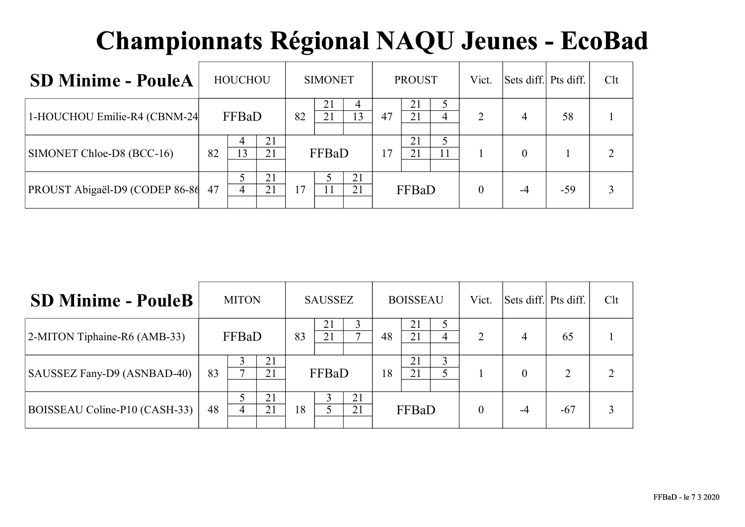# Championnats Régional NAQU Jeunes - EcoBad

| SD Minime - PouleA | HOUCHOU | SIMONET | PROUST | Vict. | Sets diff. | Pts diff. | Clt |
|---|---|---|---|---|---|---|---|
| 1-HOUCHOU Emilie-R4 (CBNM-24 | FFBaD | 82 — 21-4, 21-13 | 47 — 21-5, 21-4 | 2 | 4 | 58 | 1 |
| SIMONET Chloe-D8 (BCC-16) | 82 — 4-21, 13-21 | FFBaD | 17 — 21-5, 21-11 | 1 | 0 | 1 | 2 |
| PROUST Abigaël-D9 (CODEP 86-86 | 47 — 5-21, 4-21 | 17 — 5-21, 11-21 | FFBaD | 0 | -4 | -59 | 3 |

| SD Minime - PouleB | MITON | SAUSSEZ | BOISSEAU | Vict. | Sets diff. | Pts diff. | Clt |
|---|---|---|---|---|---|---|---|
| 2-MITON Tiphaine-R6 (AMB-33) | FFBaD | 83 — 21-3, 21-7 | 48 — 21-5, 21-4 | 2 | 4 | 65 | 1 |
| SAUSSEZ Fany-D9 (ASNBAD-40) | 83 — 3-21, 7-21 | FFBaD | 18 — 21-3, 21-5 | 1 | 0 | 2 | 2 |
| BOISSEAU Coline-P10 (CASH-33) | 48 — 5-21, 4-21 | 18 — 3-21, 5-21 | FFBaD | 0 | -4 | -67 | 3 |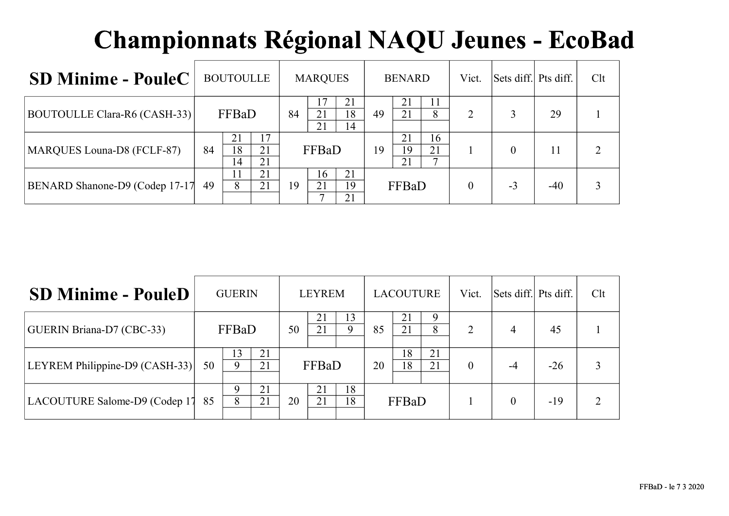# Championnats Régional NAQU Jeunes - EcoBad

## SD Minime - PouleC

| SD Minime - PouleC | BOUTOULLE | MARQUES | BENARD | Vict. | Sets diff. | Pts diff. | Clt |
|---|---|---|---|---|---|---|---|
| BOUTOULLE Clara-R6 (CASH-33) | FFBaD | 84 — 17-21, 21-18, 21-14 | 49 — 21-11, 21-8 | 2 | 3 | 29 | 1 |
| MARQUES Louna-D8 (FCLF-87) | 84 — 21-17, 18-21, 14-21 | FFBaD | 19 — 21-16, 19-21, 21-7 | 1 | 0 | 11 | 2 |
| BENARD Shanone-D9 (Codep 17-17 | 49 — 11-21, 8-21 | 19 — 16-21, 21-19, 7-21 | FFBaD | 0 | -3 | -40 | 3 |

## SD Minime - PouleD

| SD Minime - PouleD | GUERIN | LEYREM | LACOUTURE | Vict. | Sets diff. | Pts diff. | Clt |
|---|---|---|---|---|---|---|---|
| GUERIN Briana-D7 (CBC-33) | FFBaD | 50 — 21-13, 21-9 | 85 — 21-9, 21-8 | 2 | 4 | 45 | 1 |
| LEYREM Philippine-D9 (CASH-33) | 50 — 13-21, 9-21 | FFBaD | 20 — 18-21, 18-21 | 0 | -4 | -26 | 3 |
| LACOUTURE Salome-D9 (Codep 17 | 85 — 9-21, 8-21 | 20 — 21-18, 21-18 | FFBaD | 1 | 0 | -19 | 2 |

FFBaD - le 7 3 2020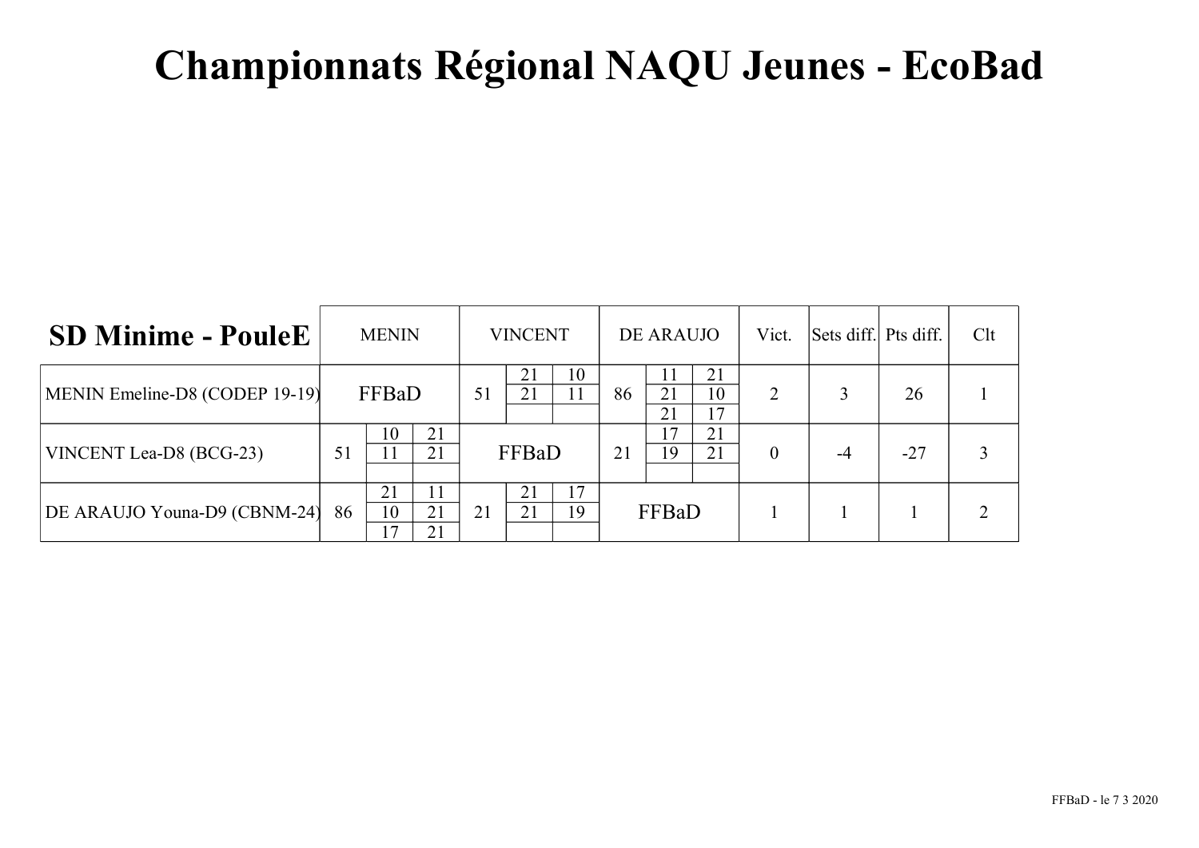# Championnats Régional NAQU Jeunes - EcoBad

| **SD Minime - PouleE** | MENIN | VINCENT | DE ARAUJO | Vict. | Sets diff. | Pts diff. | Clt |
|---|---|---|---|---|---|---|---|
| MENIN Emeline-D8 (CODEP 19-19) | FFBaD | 51 — 21-10, 21-11 | 86 — 11-21, 21-10, 21-17 | 2 | 3 | 26 | 1 |
| VINCENT Lea-D8 (BCG-23) | 51 — 10-21, 11-21 | FFBaD | 21 — 17-21, 19-21 | 0 | -4 | -27 | 3 |
| DE ARAUJO Youna-D9 (CBNM-24) | 86 — 21-11, 10-21, 17-21 | 21 — 21-17, 21-19 | FFBaD | 1 | 1 | 1 | 2 |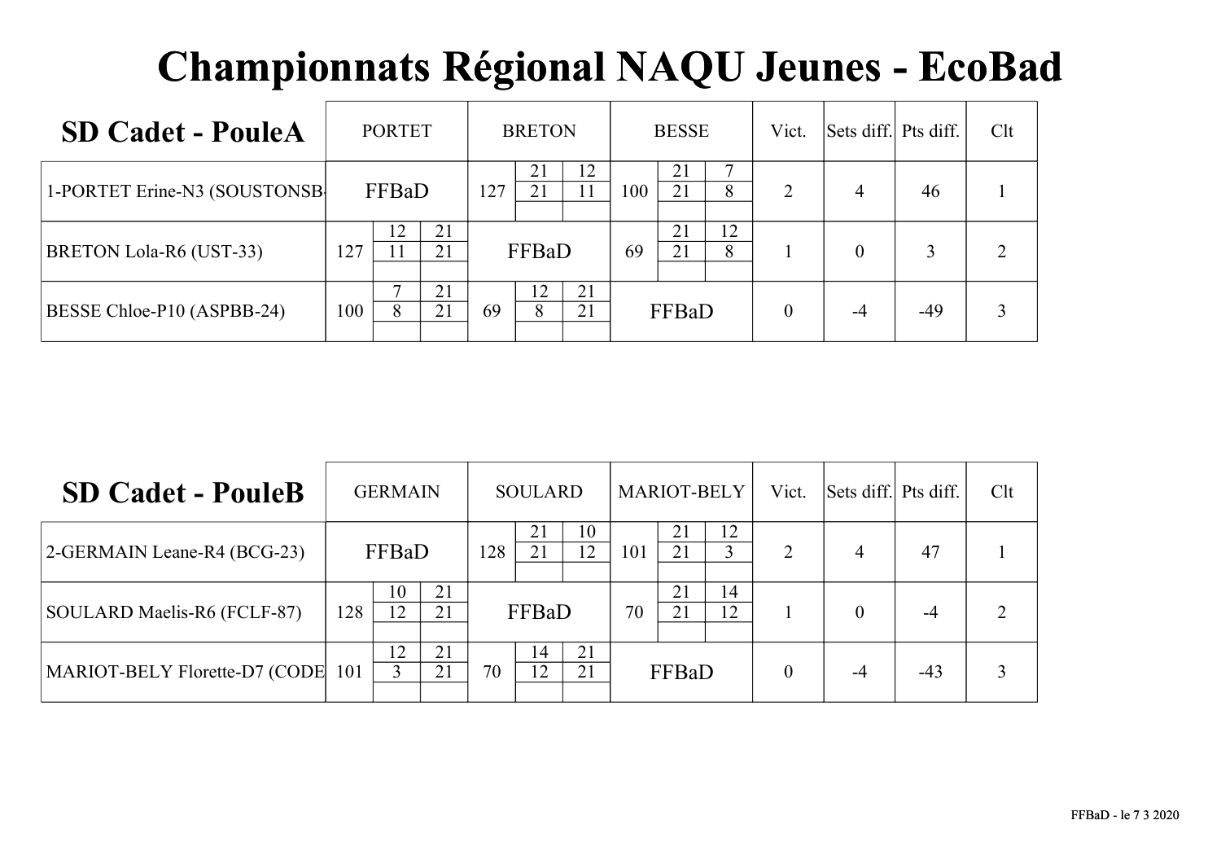# Championnats Régional NAQU Jeunes - EcoBad

| SD Cadet - PouleA | PORTET | | | BRETON | | | BESSE | | | Vict. | Sets diff. | Pts diff. | Clt |
|---|---|---|---|---|---|---|---|---|---|---|---|---|---|
| 1-PORTET Erine-N3 (SOUSTONSB- | FFBaD | | | 127 | 21 / 21 | 12 / 11 | 100 | 21 / 21 | 7 / 8 | 2 | 4 | 46 | 1 |
| BRETON Lola-R6 (UST-33) | 127 | 12 / 11 | 21 / 21 | FFBaD | | | 69 | 21 / 21 | 12 / 8 | 1 | 0 | 3 | 2 |
| BESSE Chloe-P10 (ASPBB-24) | 100 | 7 / 8 | 21 / 21 | 69 | 12 / 8 | 21 / 21 | FFBaD | | | 0 | -4 | -49 | 3 |

| SD Cadet - PouleB | GERMAIN | | | SOULARD | | | MARIOT-BELY | | | Vict. | Sets diff. | Pts diff. | Clt |
|---|---|---|---|---|---|---|---|---|---|---|---|---|---|
| 2-GERMAIN Leane-R4 (BCG-23) | FFBaD | | | 128 | 21 / 21 | 10 / 12 | 101 | 21 / 21 | 12 / 3 | 2 | 4 | 47 | 1 |
| SOULARD Maelis-R6 (FCLF-87) | 128 | 10 / 12 | 21 / 21 | FFBaD | | | 70 | 21 / 21 | 14 / 12 | 1 | 0 | -4 | 2 |
| MARIOT-BELY Florette-D7 (CODE | 101 | 12 / 3 | 21 / 21 | 70 | 14 / 12 | 21 / 21 | FFBaD | | | 0 | -4 | -43 | 3 |

FFBaD - le 7 3 2020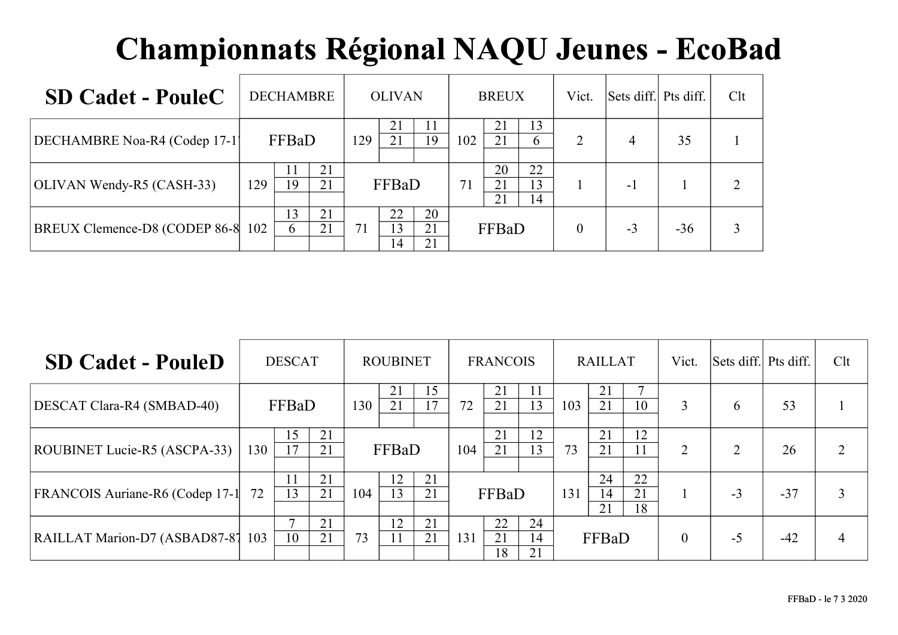# Championnats Régional NAQU Jeunes - EcoBad

## SD Cadet - PouleC

| SD Cadet - PouleC | DECHAMBRE | OLIVAN | BREUX | Vict. | Sets diff. | Pts diff. | Clt |
|---|---|---|---|---|---|---|---|
| DECHAMBRE Noa-R4 (Codep 17-1 | FFBaD | 129 — 21-11 / 21-19 | 102 — 21-13 / 21-6 | 2 | 4 | 35 | 1 |
| OLIVAN Wendy-R5 (CASH-33) | 129 — 11-21 / 19-21 | FFBaD | 71 — 20-22 / 21-13 / 21-14 | 1 | -1 | 1 | 2 |
| BREUX Clemence-D8 (CODEP 86-8 | 102 — 13-21 / 6-21 | 71 — 22-20 / 13-21 / 14-21 | FFBaD | 0 | -3 | -36 | 3 |

## SD Cadet - PouleD

| SD Cadet - PouleD | DESCAT | ROUBINET | FRANCOIS | RAILLAT | Vict. | Sets diff. | Pts diff. | Clt |
|---|---|---|---|---|---|---|---|---|
| DESCAT Clara-R4 (SMBAD-40) | FFBaD | 130 — 21-15 / 21-17 | 72 — 21-11 / 21-13 | 103 — 21-7 / 21-10 | 3 | 6 | 53 | 1 |
| ROUBINET Lucie-R5 (ASCPA-33) | 130 — 15-21 / 17-21 | FFBaD | 104 — 21-12 / 21-13 | 73 — 21-12 / 21-11 | 2 | 2 | 26 | 2 |
| FRANCOIS Auriane-R6 (Codep 17-1 | 72 — 11-21 / 13-21 | 104 — 12-21 / 13-21 | FFBaD | 131 — 24-22 / 14-21 / 21-18 | 1 | -3 | -37 | 3 |
| RAILLAT Marion-D7 (ASBAD87-87 | 103 — 7-21 / 10-21 | 73 — 12-21 / 11-21 | 131 — 22-24 / 21-14 / 18-21 | FFBaD | 0 | -5 | -42 | 4 |

FFBaD - le 7 3 2020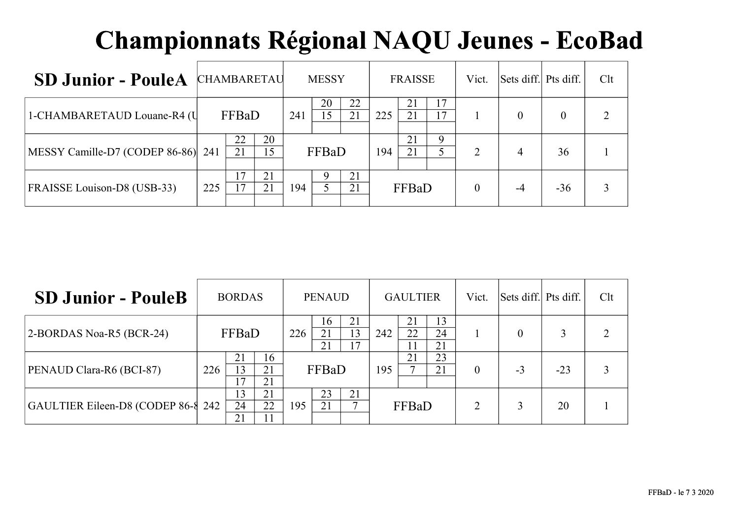# Championnats Régional NAQU Jeunes - EcoBad

| SD Junior - PouleA | CHAMBARETAU | | | MESSY | | | FRAISSE | | | Vict. | Sets diff. | Pts diff. | Clt |
|---|---|---|---|---|---|---|---|---|---|---|---|---|---|
| 1-CHAMBARETAUD Louane-R4 (U | FFBaD | | | 241 | 20<br>15 | 22<br>21 | 225 | 21<br>21 | 17<br>17 | 1 | 0 | 0 | 2 |
| MESSY Camille-D7 (CODEP 86-86) | 241 | 22<br>21 | 20<br>15 | FFBaD | | | 194 | 21<br>21 | 9<br>5 | 2 | 4 | 36 | 1 |
| FRAISSE Louison-D8 (USB-33) | 225 | 17<br>17 | 21<br>21 | 194 | 9<br>5 | 21<br>21 | FFBaD | | | 0 | -4 | -36 | 3 |

| SD Junior - PouleB | BORDAS | | | PENAUD | | | GAULTIER | | | Vict. | Sets diff. | Pts diff. | Clt |
|---|---|---|---|---|---|---|---|---|---|---|---|---|---|
| 2-BORDAS Noa-R5 (BCR-24) | FFBaD | | | 226 | 16<br>21<br>21 | 21<br>13<br>17 | 242 | 21<br>22<br>11 | 13<br>24<br>21 | 1 | 0 | 3 | 2 |
| PENAUD Clara-R6 (BCI-87) | 226 | 21<br>13<br>17 | 16<br>21<br>21 | FFBaD | | | 195 | 21<br>7 | 23<br>21 | 0 | -3 | -23 | 3 |
| GAULTIER Eileen-D8 (CODEP 86-8 | 242 | 13<br>24<br>21 | 21<br>22<br>11 | 195 | 23<br>21 | 21<br>7 | FFBaD | | | 2 | 3 | 20 | 1 |

FFBaD - le 7 3 2020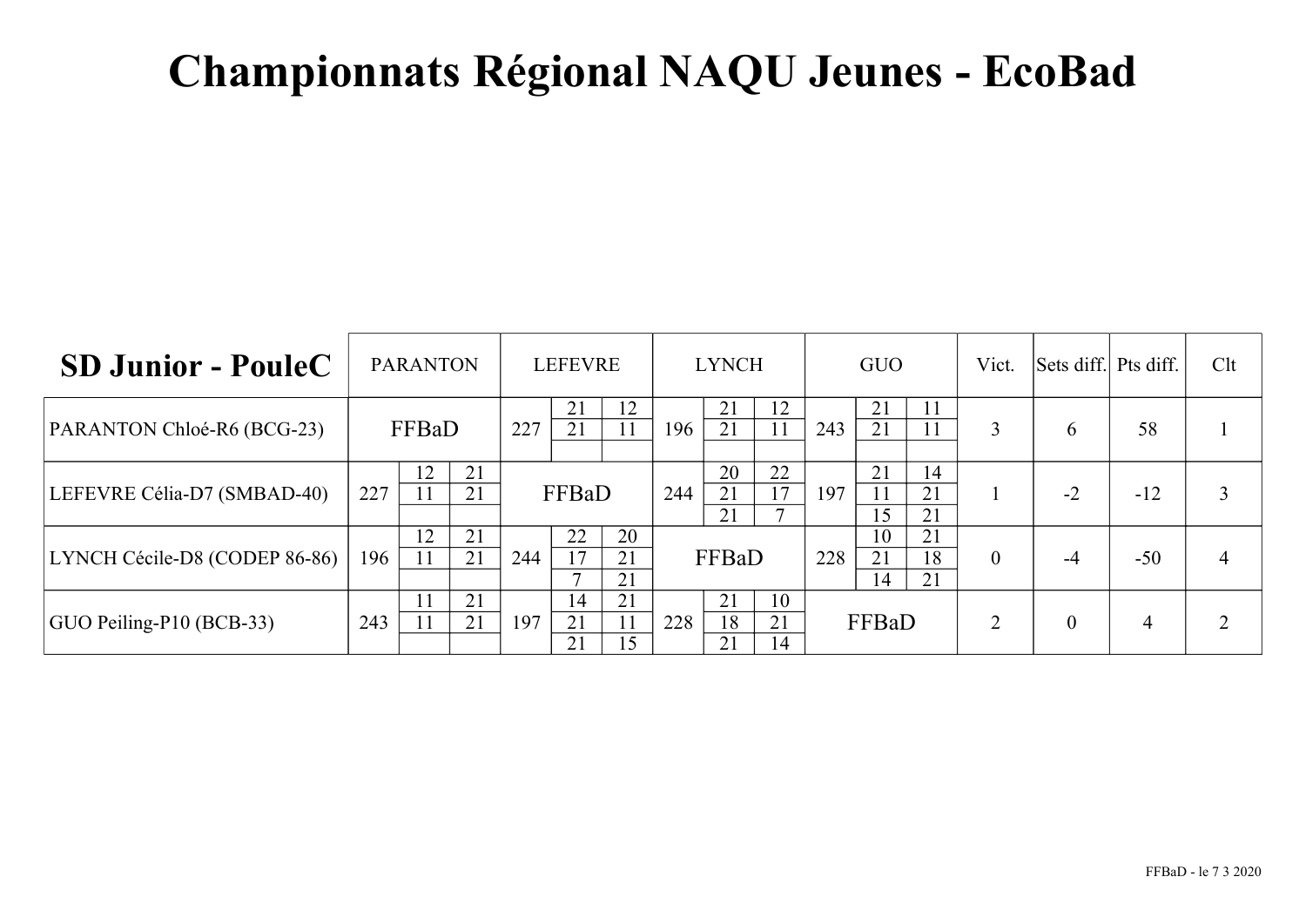# Championnats Régional NAQU Jeunes - EcoBad

| SD Junior - PouleC | PARANTON | LEFEVRE | LYNCH | GUO | Vict. | Sets diff. | Pts diff. | Clt |
|---|---|---|---|---|---|---|---|---|
| PARANTON Chloé-R6 (BCG-23) | FFBaD | 227 21-12 21-11 | 196 21-12 21-11 | 243 21-11 21-11 | 3 | 6 | 58 | 1 |
| LEFEVRE Célia-D7 (SMBAD-40) | 227 12-21 11-21 | FFBaD | 244 20-22 21-17 21-7 | 197 21-14 11-21 15-21 | 1 | -2 | -12 | 3 |
| LYNCH Cécile-D8 (CODEP 86-86) | 196 12-21 11-21 | 244 22-20 17-21 7-21 | FFBaD | 228 10-21 21-18 14-21 | 0 | -4 | -50 | 4 |
| GUO Peiling-P10 (BCB-33) | 243 11-21 11-21 | 197 14-21 21-11 21-15 | 228 21-10 18-21 21-14 | FFBaD | 2 | 0 | 4 | 2 |

FFBaD - le 7 3 2020